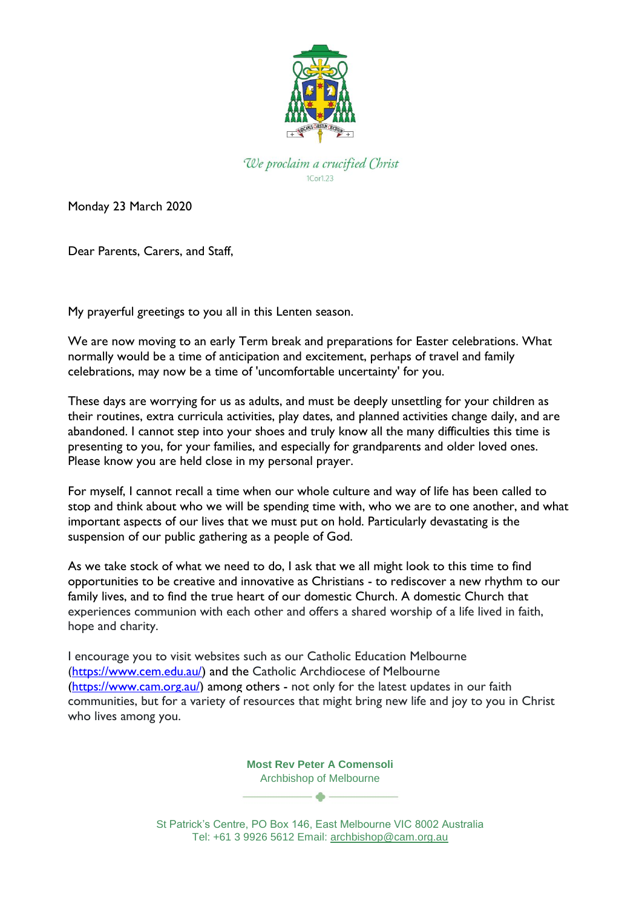*We proclaim a crucified Christ*

1Cor1.23

Monday 23 March 2020

Dear Parents, Carers, and Staff,

My prayerful greetings to you all in this Lenten season.

We are now moving to an early Term break and preparations for Easter celebrations. What normally would be a time of anticipation and excitement, perhaps of travel and family celebrations, may now be a time of 'uncomfortable uncertainty' for you.

These days are worrying for us as adults, and must be deeply unsettling for your children as their routines, extra curricula activities, play dates, and planned activities change daily, and are abandoned. I cannot step into your shoes and truly know all the many difficulties this time is presenting to you, for your families, and especially for grandparents and older loved ones. Please know you are held close in my personal prayer.

For myself, I cannot recall a time when our whole culture and way of life has been called to stop and think about who we will be spending time with, who we are to one another, and what important aspects of our lives that we must put on hold. Particularly devastating is the suspension of our public gathering as a people of God.

As we take stock of what we need to do, I ask that we all might look to this time to find opportunities to be creative and innovative as Christians - to rediscover a new rhythm to our family lives, and to find the true heart of our domestic Church. A domestic Church that experiences communion with each other and offers a shared worship of a life lived in faith, hope and charity.

I encourage you to visit websites such as our Catholic Education Melbourne (https://www.cem.edu.au/) and the Catholic Archdiocese of Melbourne (https://www.cam.org.au/) among others - not only for the latest updates in our faith communities, but for a variety of resources that might bring new life and joy to you in Christ who lives among you.

**Most Rev Peter A Comensoli**
Archbishop of Melbourne

St Patrick's Centre, PO Box 146, East Melbourne VIC 8002 Australia
Tel: +61 3 9926 5612 Email: archbishop@cam.org.au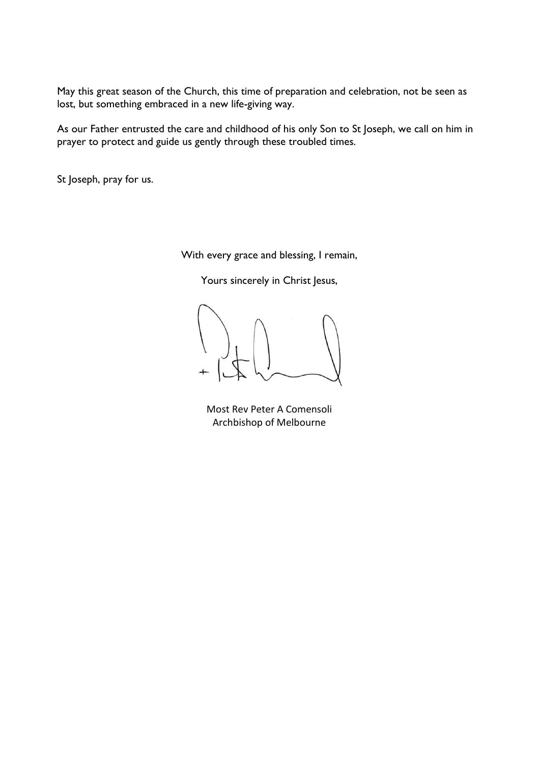May this great season of the Church, this time of preparation and celebration, not be seen as lost, but something embraced in a new life-giving way.

As our Father entrusted the care and childhood of his only Son to St Joseph, we call on him in prayer to protect and guide us gently through these troubled times.

St Joseph, pray for us.

With every grace and blessing, I remain,

Yours sincerely in Christ Jesus,

Most Rev Peter A Comensoli
Archbishop of Melbourne